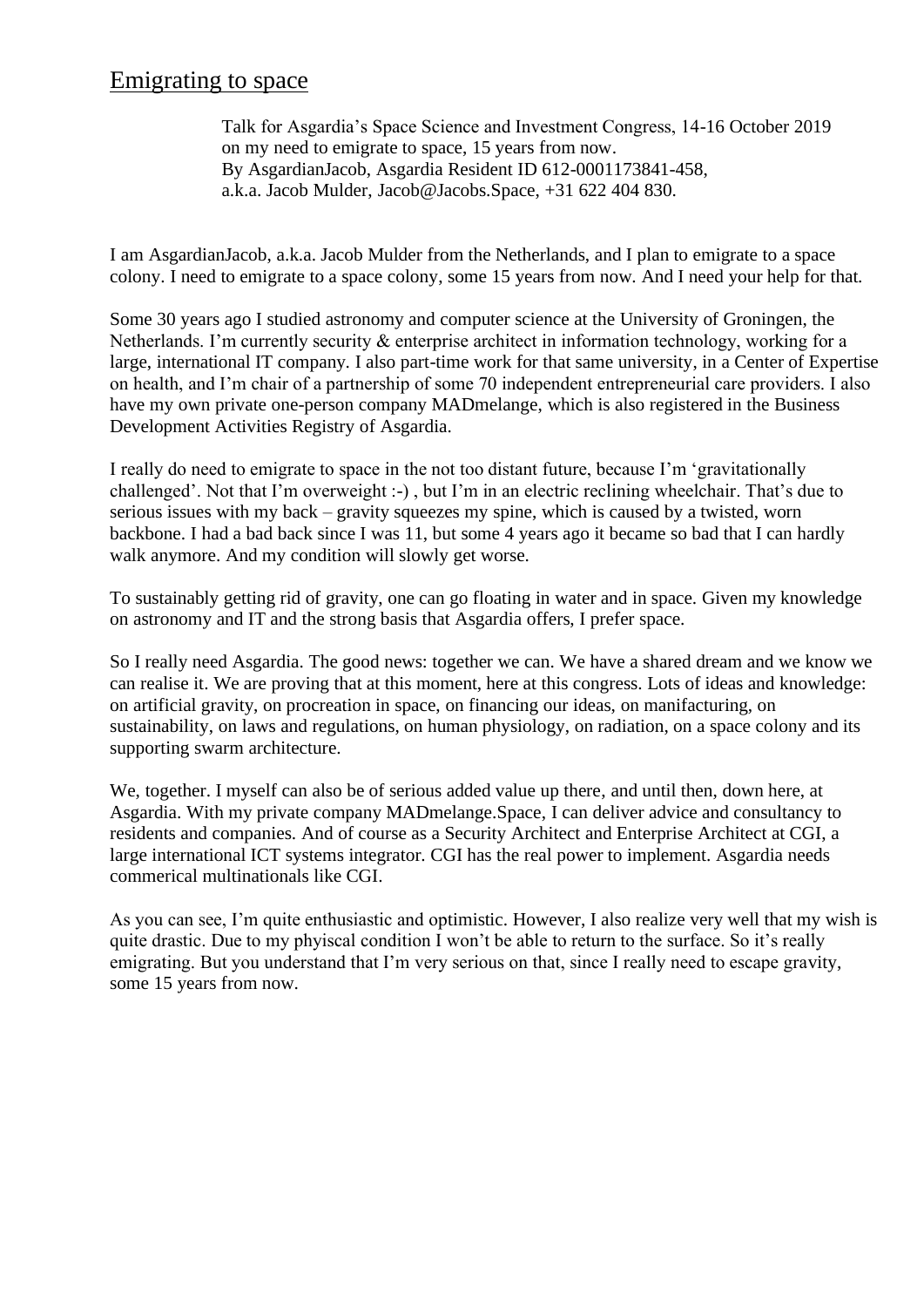# Emigrating to space

Talk for Asgardia's Space Science and Investment Congress, 14-16 October 2019
on my need to emigrate to space, 15 years from now.
By AsgardianJacob, Asgardia Resident ID 612-0001173841-458,
a.k.a. Jacob Mulder, Jacob@Jacobs.Space, +31 622 404 830.

I am AsgardianJacob, a.k.a. Jacob Mulder from the Netherlands, and I plan to emigrate to a space colony. I need to emigrate to a space colony, some 15 years from now. And I need your help for that.

Some 30 years ago I studied astronomy and computer science at the University of Groningen, the Netherlands. I'm currently security & enterprise architect in information technology, working for a large, international IT company. I also part-time work for that same university, in a Center of Expertise on health, and I'm chair of a partnership of some 70 independent entrepreneurial care providers. I also have my own private one-person company MADmelange, which is also registered in the Business Development Activities Registry of Asgardia.

I really do need to emigrate to space in the not too distant future, because I'm 'gravitationally challenged'. Not that I'm overweight :-) , but I'm in an electric reclining wheelchair. That's due to serious issues with my back – gravity squeezes my spine, which is caused by a twisted, worn backbone. I had a bad back since I was 11, but some 4 years ago it became so bad that I can hardly walk anymore. And my condition will slowly get worse.

To sustainably getting rid of gravity, one can go floating in water and in space. Given my knowledge on astronomy and IT and the strong basis that Asgardia offers, I prefer space.

So I really need Asgardia. The good news: together we can. We have a shared dream and we know we can realise it. We are proving that at this moment, here at this congress. Lots of ideas and knowledge: on artificial gravity, on procreation in space, on financing our ideas, on manifacturing, on sustainability, on laws and regulations, on human physiology, on radiation, on a space colony and its supporting swarm architecture.

We, together. I myself can also be of serious added value up there, and until then, down here, at Asgardia. With my private company MADmelange.Space, I can deliver advice and consultancy to residents and companies. And of course as a Security Architect and Enterprise Architect at CGI, a large international ICT systems integrator. CGI has the real power to implement. Asgardia needs commerical multinationals like CGI.

As you can see, I'm quite enthusiastic and optimistic. However, I also realize very well that my wish is quite drastic. Due to my phyiscal condition I won't be able to return to the surface. So it's really emigrating. But you understand that I'm very serious on that, since I really need to escape gravity, some 15 years from now.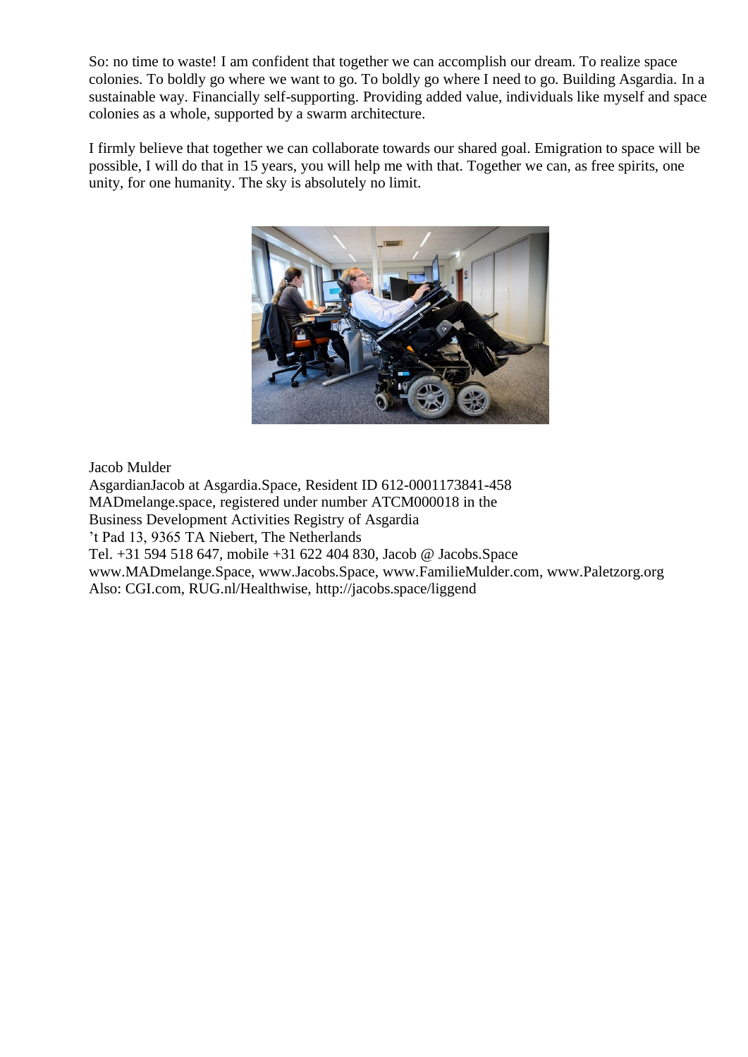So: no time to waste! I am confident that together we can accomplish our dream. To realize space colonies. To boldly go where we want to go. To boldly go where I need to go. Building Asgardia. In a sustainable way. Financially self-supporting. Providing added value, individuals like myself and space colonies as a whole, supported by a swarm architecture.

I firmly believe that together we can collaborate towards our shared goal. Emigration to space will be possible, I will do that in 15 years, you will help me with that. Together we can, as free spirits, one unity, for one humanity. The sky is absolutely no limit.

Jacob Mulder
AsgardianJacob at Asgardia.Space, Resident ID 612-0001173841-458
MADmelange.space, registered under number ATCM000018 in the
Business Development Activities Registry of Asgardia
’t Pad 13, 9365 TA Niebert, The Netherlands
Tel. +31 594 518 647, mobile +31 622 404 830, Jacob @ Jacobs.Space
www.MADmelange.Space, www.Jacobs.Space, www.FamilieMulder.com, www.Paletzorg.org
Also: CGI.com, RUG.nl/Healthwise, http://jacobs.space/liggend